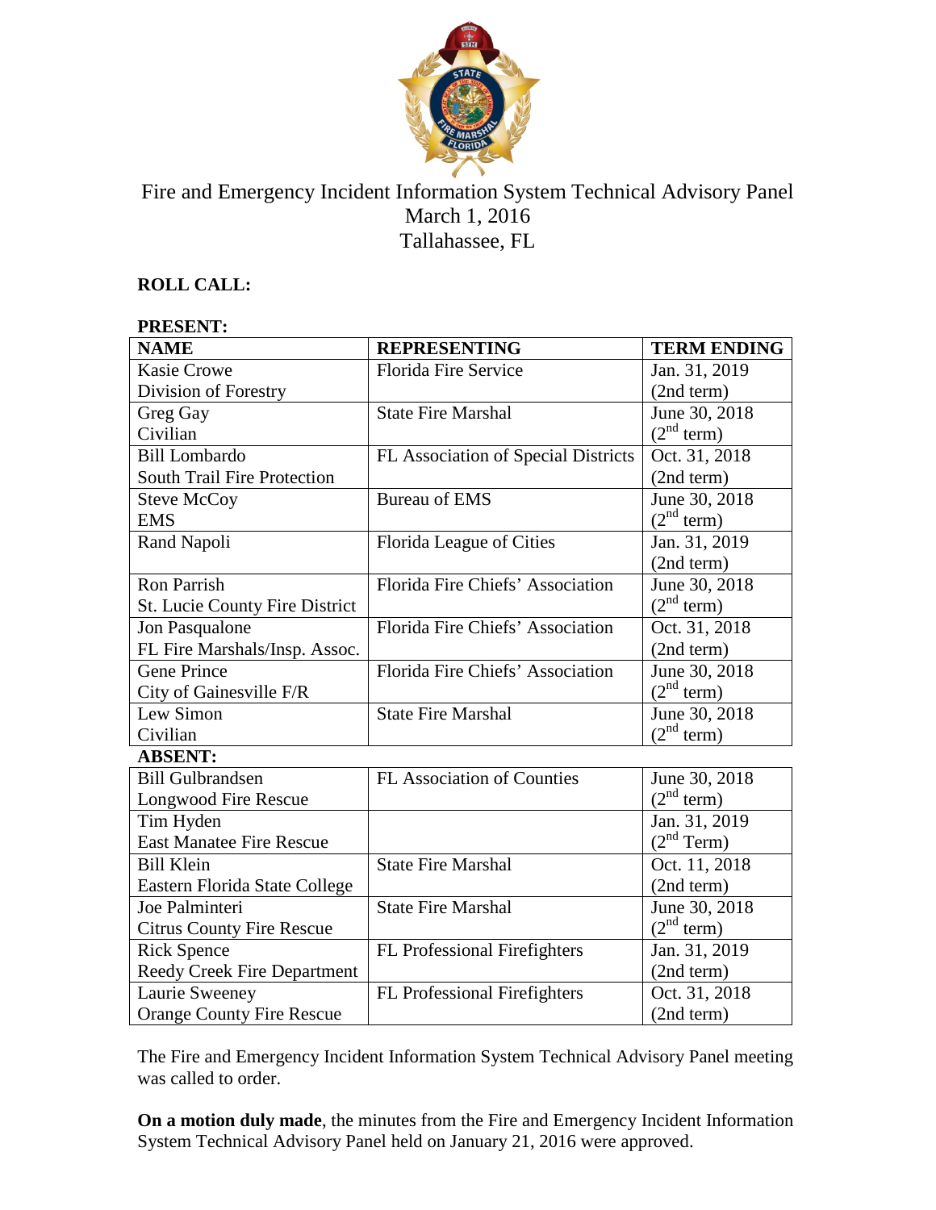# Fire and Emergency Incident Information System Technical Advisory Panel

March 1, 2016

Tallahassee, FL

**ROLL CALL:**

**PRESENT:**

| NAME | REPRESENTING | TERM ENDING |
|---|---|---|
| Kasie Crowe<br>Division of Forestry | Florida Fire Service | Jan. 31, 2019<br>(2nd term) |
| Greg Gay<br>Civilian | State Fire Marshal | June 30, 2018<br>(2nd term) |
| Bill Lombardo<br>South Trail Fire Protection | FL Association of Special Districts | Oct. 31, 2018<br>(2nd term) |
| Steve McCoy<br>EMS | Bureau of EMS | June 30, 2018<br>(2nd term) |
| Rand Napoli | Florida League of Cities | Jan. 31, 2019<br>(2nd term) |
| Ron Parrish<br>St. Lucie County Fire District | Florida Fire Chiefs' Association | June 30, 2018<br>(2nd term) |
| Jon Pasqualone<br>FL Fire Marshals/Insp. Assoc. | Florida Fire Chiefs' Association | Oct. 31, 2018<br>(2nd term) |
| Gene Prince<br>City of Gainesville F/R | Florida Fire Chiefs' Association | June 30, 2018<br>(2nd term) |
| Lew Simon<br>Civilian | State Fire Marshal | June 30, 2018<br>(2nd term) |
| **ABSENT:** | | |
| Bill Gulbrandsen<br>Longwood Fire Rescue | FL Association of Counties | June 30, 2018<br>(2nd term) |
| Tim Hyden<br>East Manatee Fire Rescue | | Jan. 31, 2019<br>(2nd Term) |
| Bill Klein<br>Eastern Florida State College | State Fire Marshal | Oct. 11, 2018<br>(2nd term) |
| Joe Palminteri<br>Citrus County Fire Rescue | State Fire Marshal | June 30, 2018<br>(2nd term) |
| Rick Spence<br>Reedy Creek Fire Department | FL Professional Firefighters | Jan. 31, 2019<br>(2nd term) |
| Laurie Sweeney<br>Orange County Fire Rescue | FL Professional Firefighters | Oct. 31, 2018<br>(2nd term) |

The Fire and Emergency Incident Information System Technical Advisory Panel meeting was called to order.

**On a motion duly made**, the minutes from the Fire and Emergency Incident Information System Technical Advisory Panel held on January 21, 2016 were approved.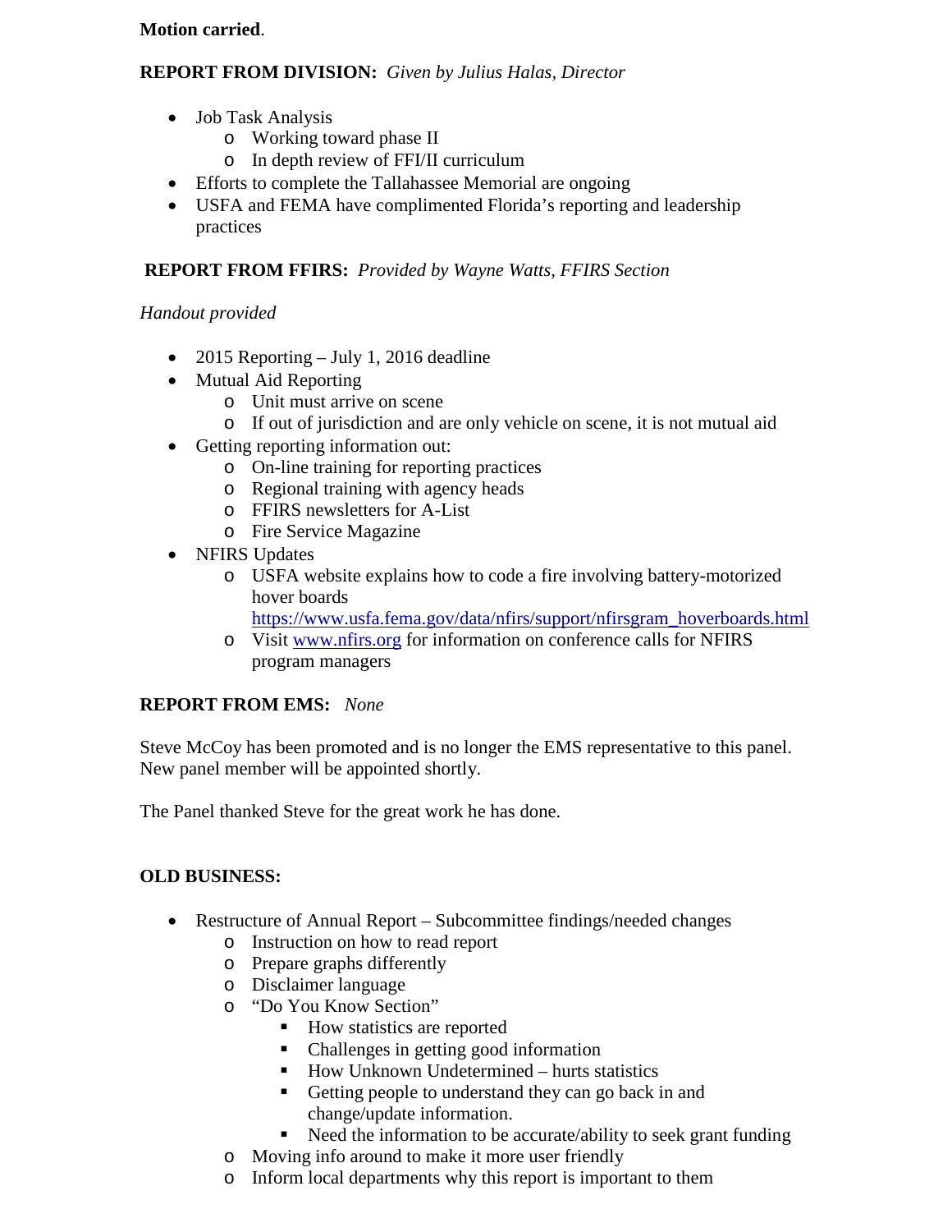**Motion carried**.

**REPORT FROM DIVISION:** *Given by Julius Halas, Director*

- Job Task Analysis
  - Working toward phase II
  - In depth review of FFI/II curriculum
- Efforts to complete the Tallahassee Memorial are ongoing
- USFA and FEMA have complimented Florida's reporting and leadership practices

**REPORT FROM FFIRS:** *Provided by Wayne Watts, FFIRS Section*

*Handout provided*

- 2015 Reporting – July 1, 2016 deadline
- Mutual Aid Reporting
  - Unit must arrive on scene
  - If out of jurisdiction and are only vehicle on scene, it is not mutual aid
- Getting reporting information out:
  - On-line training for reporting practices
  - Regional training with agency heads
  - FFIRS newsletters for A-List
  - Fire Service Magazine
- NFIRS Updates
  - USFA website explains how to code a fire involving battery-motorized hover boards https://www.usfa.fema.gov/data/nfirs/support/nfirsgram_hoverboards.html
  - Visit www.nfirs.org for information on conference calls for NFIRS program managers

**REPORT FROM EMS:** *None*

Steve McCoy has been promoted and is no longer the EMS representative to this panel. New panel member will be appointed shortly.

The Panel thanked Steve for the great work he has done.

**OLD BUSINESS:**

- Restructure of Annual Report – Subcommittee findings/needed changes
  - Instruction on how to read report
  - Prepare graphs differently
  - Disclaimer language
  - "Do You Know Section"
    - How statistics are reported
    - Challenges in getting good information
    - How Unknown Undetermined – hurts statistics
    - Getting people to understand they can go back in and change/update information.
    - Need the information to be accurate/ability to seek grant funding
  - Moving info around to make it more user friendly
  - Inform local departments why this report is important to them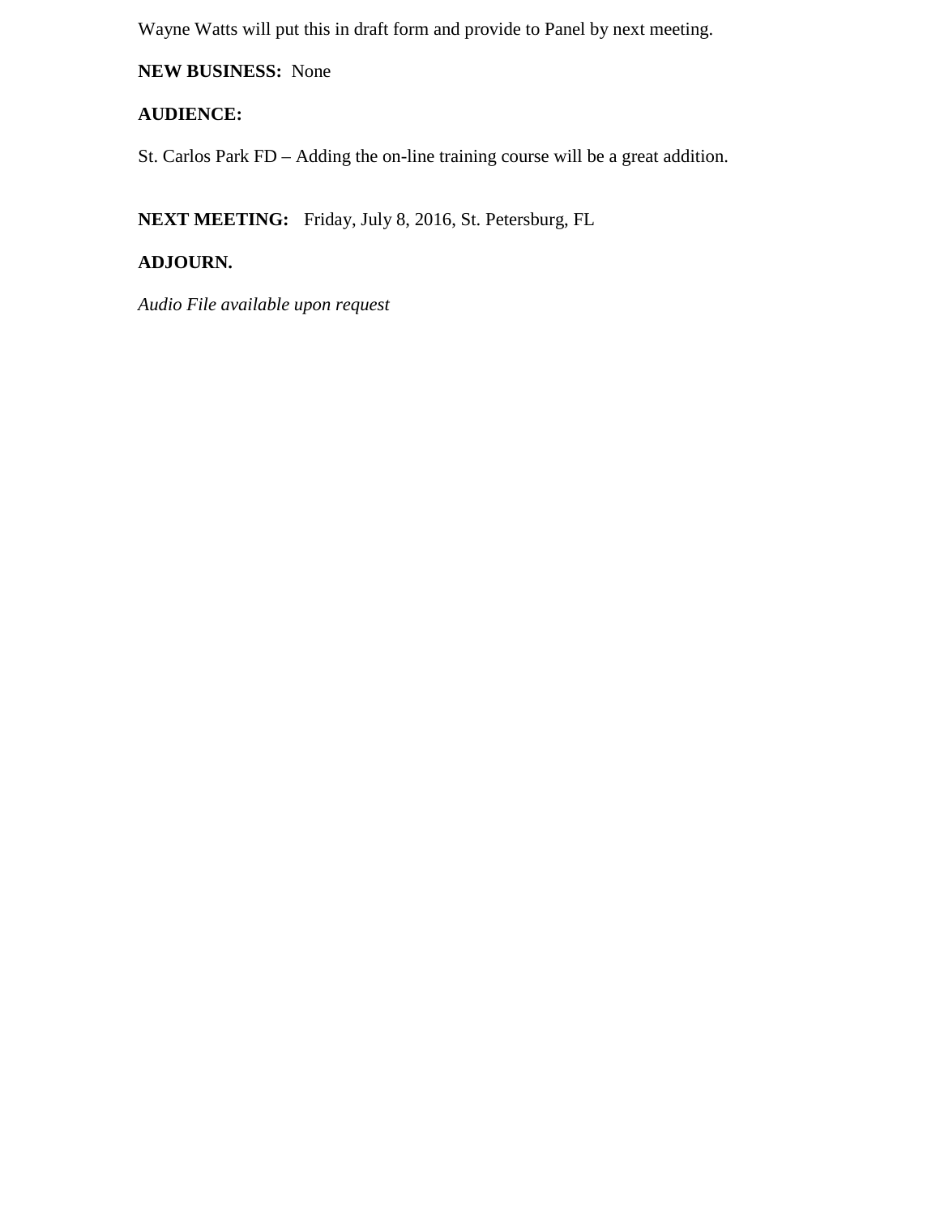Wayne Watts will put this in draft form and provide to Panel by next meeting.

**NEW BUSINESS:** None

**AUDIENCE:**

St. Carlos Park FD – Adding the on-line training course will be a great addition.

**NEXT MEETING:** Friday, July 8, 2016, St. Petersburg, FL

**ADJOURN.**

*Audio File available upon request*